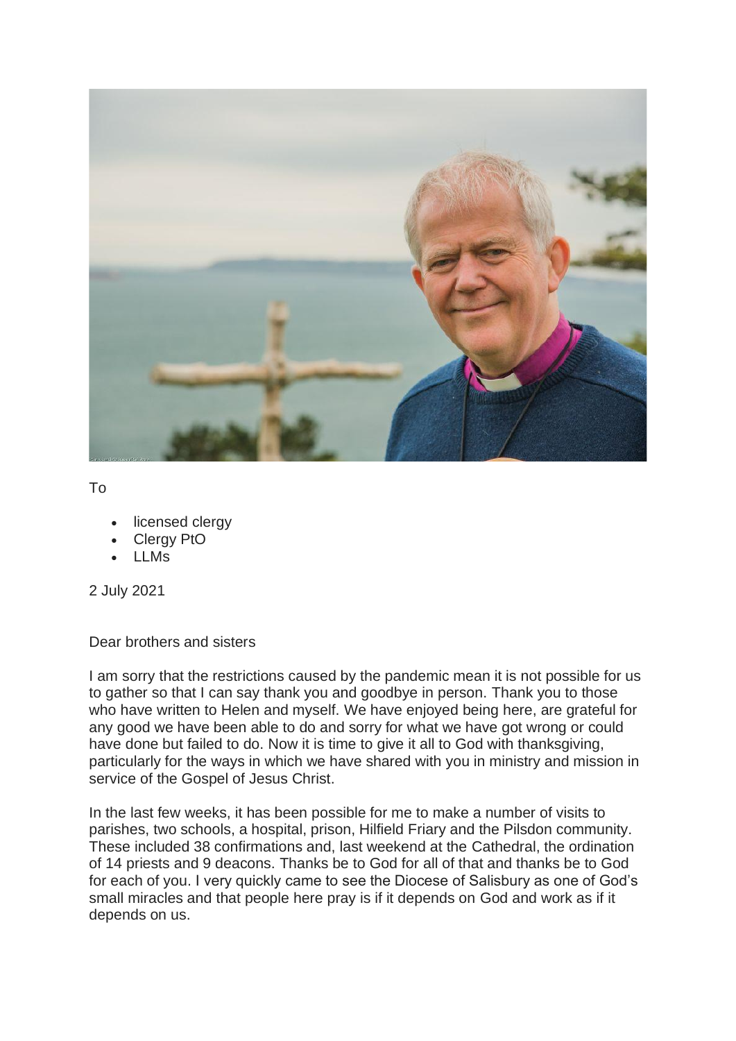To

- licensed clergy
- Clergy PtO
- LLMs

2 July 2021

Dear brothers and sisters

I am sorry that the restrictions caused by the pandemic mean it is not possible for us to gather so that I can say thank you and goodbye in person. Thank you to those who have written to Helen and myself. We have enjoyed being here, are grateful for any good we have been able to do and sorry for what we have got wrong or could have done but failed to do. Now it is time to give it all to God with thanksgiving, particularly for the ways in which we have shared with you in ministry and mission in service of the Gospel of Jesus Christ.

In the last few weeks, it has been possible for me to make a number of visits to parishes, two schools, a hospital, prison, Hilfield Friary and the Pilsdon community. These included 38 confirmations and, last weekend at the Cathedral, the ordination of 14 priests and 9 deacons. Thanks be to God for all of that and thanks be to God for each of you. I very quickly came to see the Diocese of Salisbury as one of God's small miracles and that people here pray is if it depends on God and work as if it depends on us.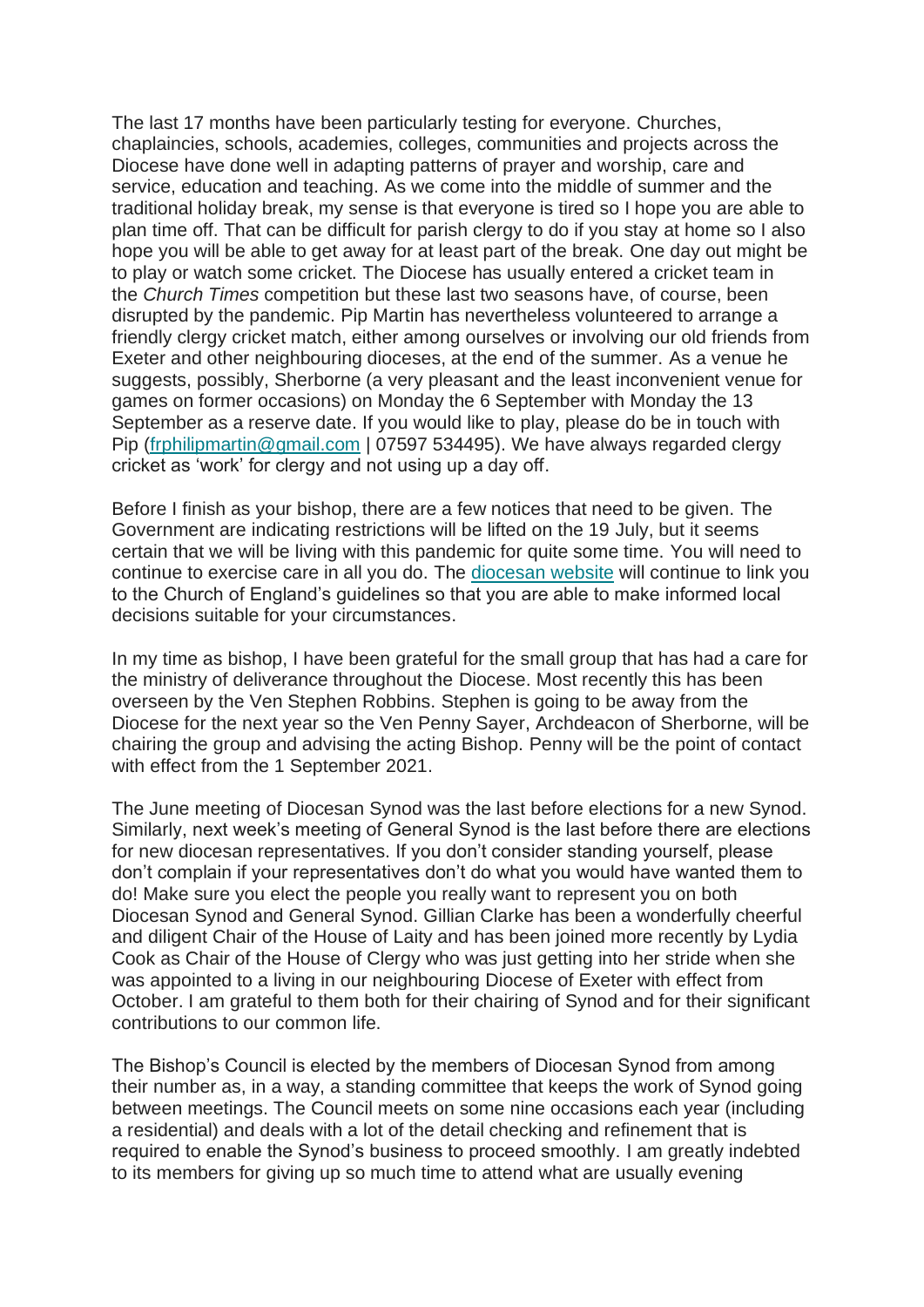The last 17 months have been particularly testing for everyone. Churches, chaplaincies, schools, academies, colleges, communities and projects across the Diocese have done well in adapting patterns of prayer and worship, care and service, education and teaching. As we come into the middle of summer and the traditional holiday break, my sense is that everyone is tired so I hope you are able to plan time off. That can be difficult for parish clergy to do if you stay at home so I also hope you will be able to get away for at least part of the break. One day out might be to play or watch some cricket. The Diocese has usually entered a cricket team in the *Church Times* competition but these last two seasons have, of course, been disrupted by the pandemic. Pip Martin has nevertheless volunteered to arrange a friendly clergy cricket match, either among ourselves or involving our old friends from Exeter and other neighbouring dioceses, at the end of the summer. As a venue he suggests, possibly, Sherborne (a very pleasant and the least inconvenient venue for games on former occasions) on Monday the 6 September with Monday the 13 September as a reserve date. If you would like to play, please do be in touch with Pip ([frphilipmartin@gmail.com](mailto:frphilipmartin@gmail.com) | 07597 534495). We have always regarded clergy cricket as 'work' for clergy and not using up a day off.

Before I finish as your bishop, there are a few notices that need to be given. The Government are indicating restrictions will be lifted on the 19 July, but it seems certain that we will be living with this pandemic for quite some time. You will need to continue to exercise care in all you do. The [diocesan website](#) will continue to link you to the Church of England's guidelines so that you are able to make informed local decisions suitable for your circumstances.

In my time as bishop, I have been grateful for the small group that has had a care for the ministry of deliverance throughout the Diocese. Most recently this has been overseen by the Ven Stephen Robbins. Stephen is going to be away from the Diocese for the next year so the Ven Penny Sayer, Archdeacon of Sherborne, will be chairing the group and advising the acting Bishop. Penny will be the point of contact with effect from the 1 September 2021.

The June meeting of Diocesan Synod was the last before elections for a new Synod. Similarly, next week's meeting of General Synod is the last before there are elections for new diocesan representatives. If you don't consider standing yourself, please don't complain if your representatives don't do what you would have wanted them to do! Make sure you elect the people you really want to represent you on both Diocesan Synod and General Synod. Gillian Clarke has been a wonderfully cheerful and diligent Chair of the House of Laity and has been joined more recently by Lydia Cook as Chair of the House of Clergy who was just getting into her stride when she was appointed to a living in our neighbouring Diocese of Exeter with effect from October. I am grateful to them both for their chairing of Synod and for their significant contributions to our common life.

The Bishop's Council is elected by the members of Diocesan Synod from among their number as, in a way, a standing committee that keeps the work of Synod going between meetings. The Council meets on some nine occasions each year (including a residential) and deals with a lot of the detail checking and refinement that is required to enable the Synod's business to proceed smoothly. I am greatly indebted to its members for giving up so much time to attend what are usually evening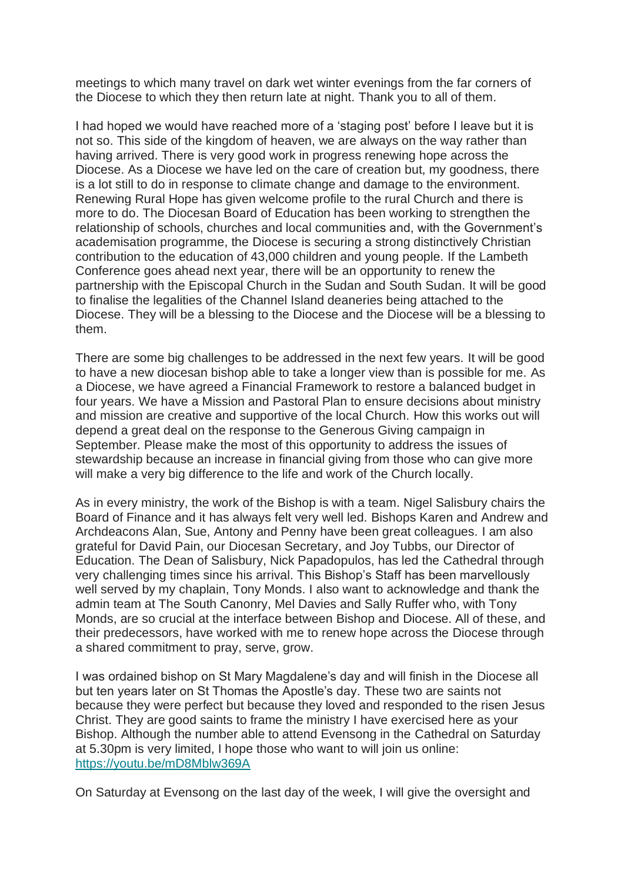meetings to which many travel on dark wet winter evenings from the far corners of the Diocese to which they then return late at night. Thank you to all of them.

I had hoped we would have reached more of a 'staging post' before I leave but it is not so. This side of the kingdom of heaven, we are always on the way rather than having arrived. There is very good work in progress renewing hope across the Diocese. As a Diocese we have led on the care of creation but, my goodness, there is a lot still to do in response to climate change and damage to the environment. Renewing Rural Hope has given welcome profile to the rural Church and there is more to do. The Diocesan Board of Education has been working to strengthen the relationship of schools, churches and local communities and, with the Government's academisation programme, the Diocese is securing a strong distinctively Christian contribution to the education of 43,000 children and young people. If the Lambeth Conference goes ahead next year, there will be an opportunity to renew the partnership with the Episcopal Church in the Sudan and South Sudan. It will be good to finalise the legalities of the Channel Island deaneries being attached to the Diocese. They will be a blessing to the Diocese and the Diocese will be a blessing to them.

There are some big challenges to be addressed in the next few years. It will be good to have a new diocesan bishop able to take a longer view than is possible for me. As a Diocese, we have agreed a Financial Framework to restore a balanced budget in four years. We have a Mission and Pastoral Plan to ensure decisions about ministry and mission are creative and supportive of the local Church. How this works out will depend a great deal on the response to the Generous Giving campaign in September. Please make the most of this opportunity to address the issues of stewardship because an increase in financial giving from those who can give more will make a very big difference to the life and work of the Church locally.

As in every ministry, the work of the Bishop is with a team. Nigel Salisbury chairs the Board of Finance and it has always felt very well led. Bishops Karen and Andrew and Archdeacons Alan, Sue, Antony and Penny have been great colleagues. I am also grateful for David Pain, our Diocesan Secretary, and Joy Tubbs, our Director of Education. The Dean of Salisbury, Nick Papadopulos, has led the Cathedral through very challenging times since his arrival. This Bishop's Staff has been marvellously well served by my chaplain, Tony Monds. I also want to acknowledge and thank the admin team at The South Canonry, Mel Davies and Sally Ruffer who, with Tony Monds, are so crucial at the interface between Bishop and Diocese. All of these, and their predecessors, have worked with me to renew hope across the Diocese through a shared commitment to pray, serve, grow.

I was ordained bishop on St Mary Magdalene's day and will finish in the Diocese all but ten years later on St Thomas the Apostle's day. These two are saints not because they were perfect but because they loved and responded to the risen Jesus Christ. They are good saints to frame the ministry I have exercised here as your Bishop. Although the number able to attend Evensong in the Cathedral on Saturday at 5.30pm is very limited, I hope those who want to will join us online: [https://youtu.be/mD8Mblw369A](https://youtu.be/mD8Mblw369A)

On Saturday at Evensong on the last day of the week, I will give the oversight and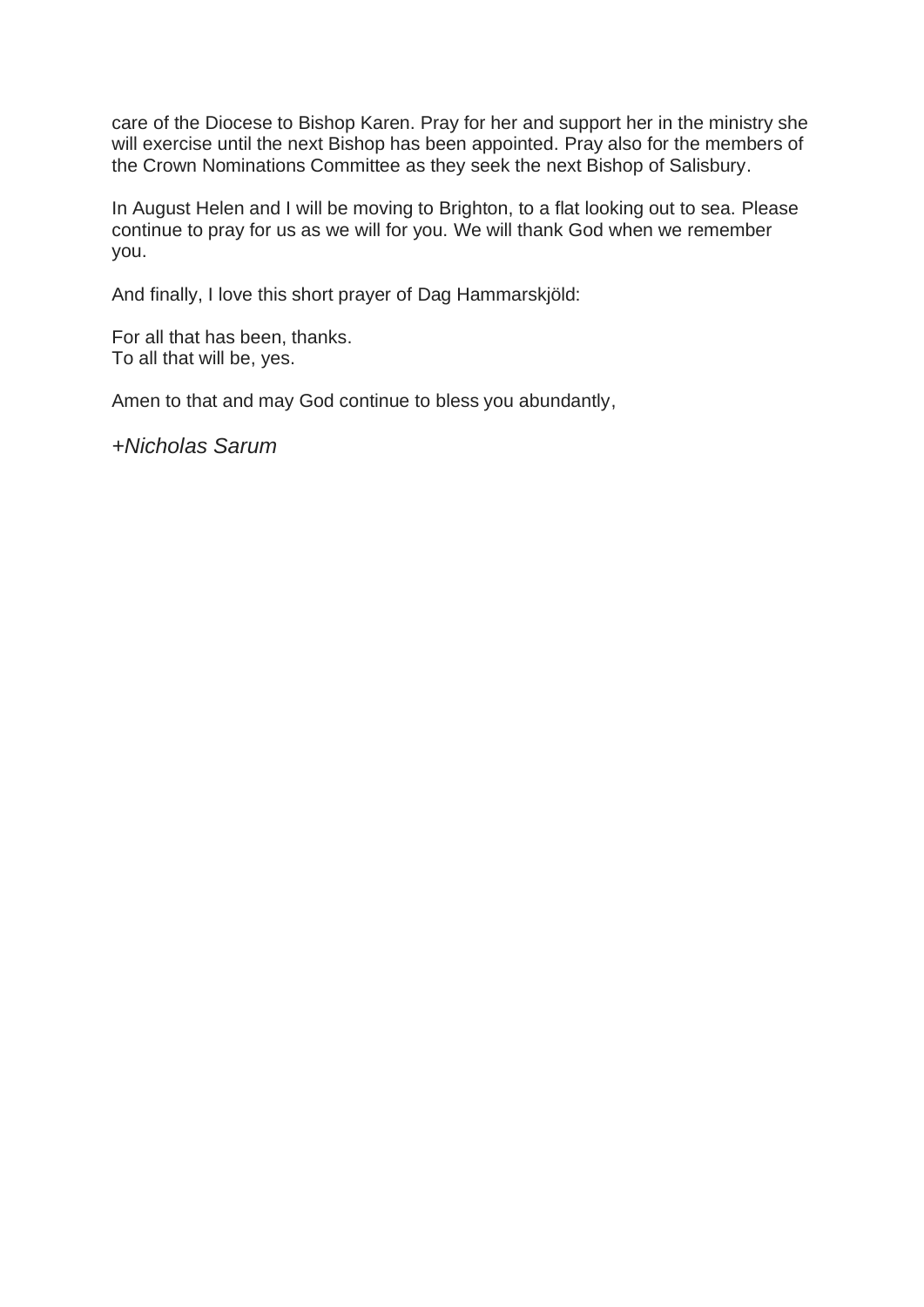care of the Diocese to Bishop Karen. Pray for her and support her in the ministry she will exercise until the next Bishop has been appointed. Pray also for the members of the Crown Nominations Committee as they seek the next Bishop of Salisbury.

In August Helen and I will be moving to Brighton, to a flat looking out to sea. Please continue to pray for us as we will for you. We will thank God when we remember you.

And finally, I love this short prayer of Dag Hammarskjöld:

For all that has been, thanks.
To all that will be, yes.

Amen to that and may God continue to bless you abundantly,

*+Nicholas Sarum*